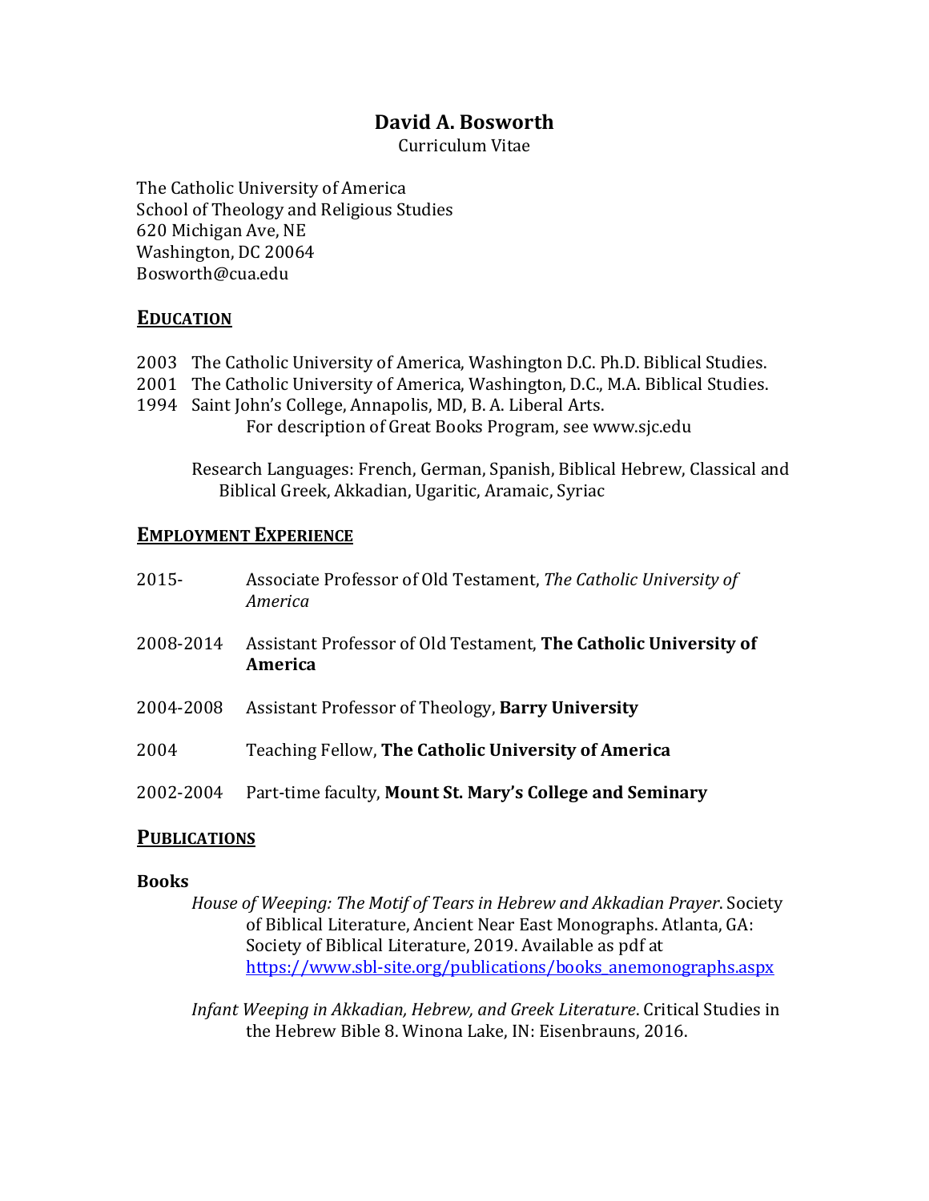# David A. Bosworth

Curriculum Vitae

The Catholic University of America
School of Theology and Religious Studies
620 Michigan Ave, NE
Washington, DC 20064
Bosworth@cua.edu

## EDUCATION

2003 The Catholic University of America, Washington D.C. Ph.D. Biblical Studies.
2001 The Catholic University of America, Washington, D.C., M.A. Biblical Studies.
1994 Saint John's College, Annapolis, MD, B. A. Liberal Arts.
For description of Great Books Program, see www.sjc.edu

Research Languages: French, German, Spanish, Biblical Hebrew, Classical and Biblical Greek, Akkadian, Ugaritic, Aramaic, Syriac

## EMPLOYMENT EXPERIENCE

2015- Associate Professor of Old Testament, *The Catholic University of America*

2008-2014 Assistant Professor of Old Testament, **The Catholic University of America**

2004-2008 Assistant Professor of Theology, **Barry University**

2004 Teaching Fellow, **The Catholic University of America**

2002-2004 Part-time faculty, **Mount St. Mary's College and Seminary**

## PUBLICATIONS

### Books

*House of Weeping: The Motif of Tears in Hebrew and Akkadian Prayer*. Society of Biblical Literature, Ancient Near East Monographs. Atlanta, GA: Society of Biblical Literature, 2019. Available as pdf at https://www.sbl-site.org/publications/books_anemonographs.aspx

*Infant Weeping in Akkadian, Hebrew, and Greek Literature*. Critical Studies in the Hebrew Bible 8. Winona Lake, IN: Eisenbrauns, 2016.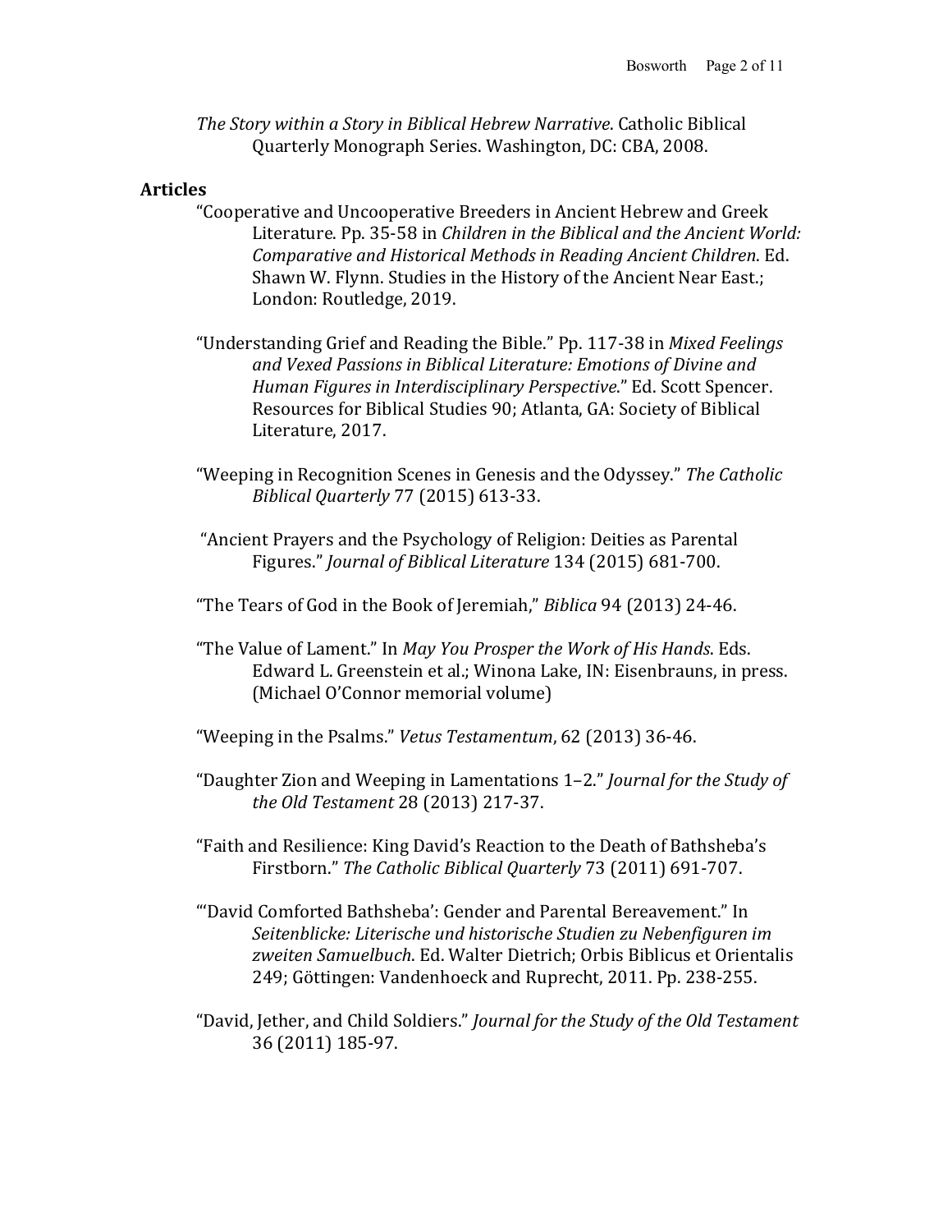*The Story within a Story in Biblical Hebrew Narrative*. Catholic Biblical Quarterly Monograph Series. Washington, DC: CBA, 2008.

**Articles**

"Cooperative and Uncooperative Breeders in Ancient Hebrew and Greek Literature. Pp. 35-58 in *Children in the Biblical and the Ancient World: Comparative and Historical Methods in Reading Ancient Children*. Ed. Shawn W. Flynn. Studies in the History of the Ancient Near East.; London: Routledge, 2019.

"Understanding Grief and Reading the Bible." Pp. 117-38 in *Mixed Feelings and Vexed Passions in Biblical Literature: Emotions of Divine and Human Figures in Interdisciplinary Perspective*." Ed. Scott Spencer. Resources for Biblical Studies 90; Atlanta, GA: Society of Biblical Literature, 2017.

"Weeping in Recognition Scenes in Genesis and the Odyssey." *The Catholic Biblical Quarterly* 77 (2015) 613-33.

"Ancient Prayers and the Psychology of Religion: Deities as Parental Figures." *Journal of Biblical Literature* 134 (2015) 681-700.

"The Tears of God in the Book of Jeremiah," *Biblica* 94 (2013) 24-46.

"The Value of Lament." In *May You Prosper the Work of His Hands*. Eds. Edward L. Greenstein et al.; Winona Lake, IN: Eisenbrauns, in press. (Michael O'Connor memorial volume)

"Weeping in the Psalms." *Vetus Testamentum*, 62 (2013) 36-46.

"Daughter Zion and Weeping in Lamentations 1–2." *Journal for the Study of the Old Testament* 28 (2013) 217-37.

"Faith and Resilience: King David's Reaction to the Death of Bathsheba's Firstborn." *The Catholic Biblical Quarterly* 73 (2011) 691-707.

"'David Comforted Bathsheba': Gender and Parental Bereavement." In *Seitenblicke: Literische und historische Studien zu Nebenfiguren im zweiten Samuelbuch*. Ed. Walter Dietrich; Orbis Biblicus et Orientalis 249; Göttingen: Vandenhoeck and Ruprecht, 2011. Pp. 238-255.

"David, Jether, and Child Soldiers." *Journal for the Study of the Old Testament* 36 (2011) 185-97.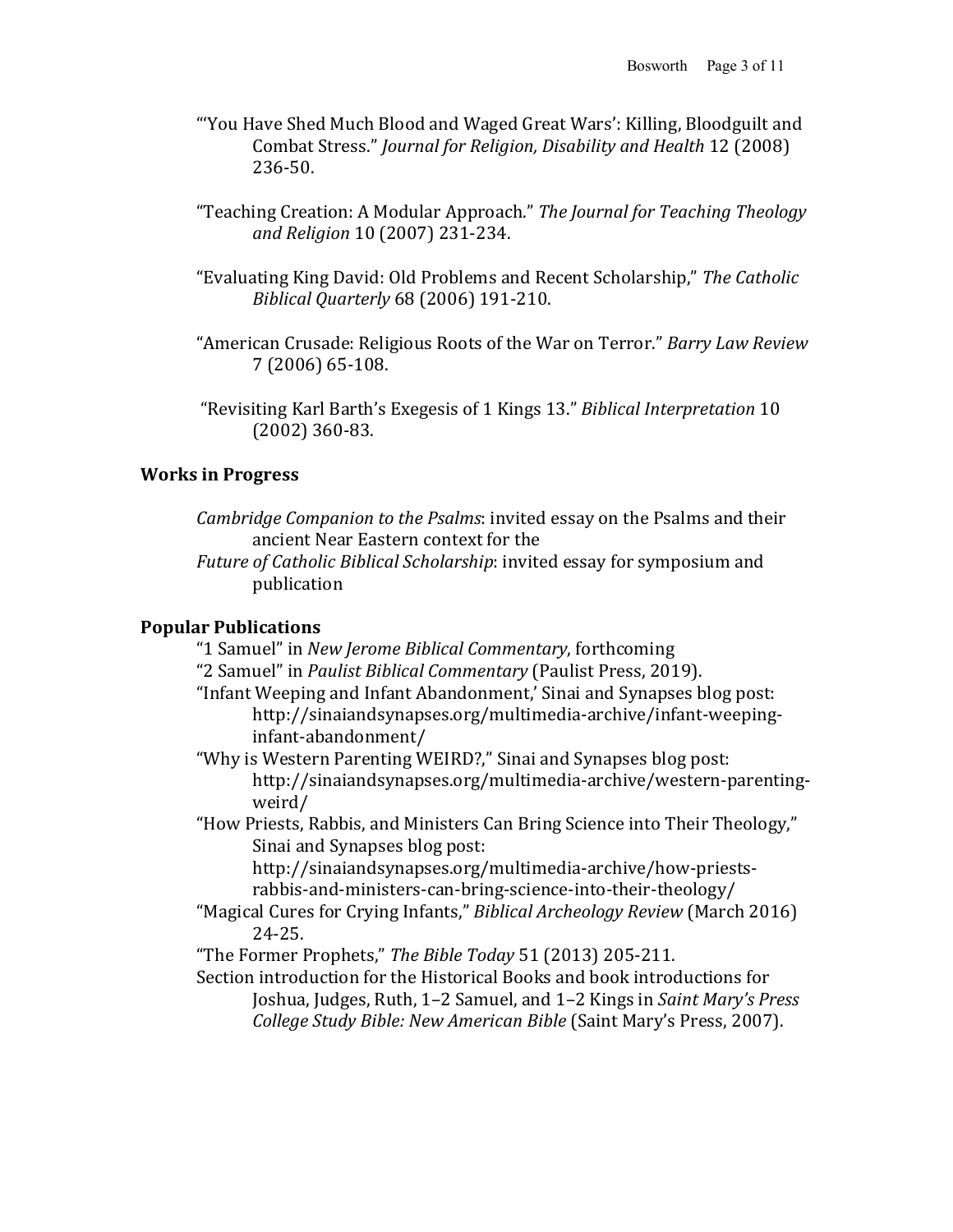"'You Have Shed Much Blood and Waged Great Wars': Killing, Bloodguilt and Combat Stress." *Journal for Religion, Disability and Health* 12 (2008) 236-50.

"Teaching Creation: A Modular Approach." *The Journal for Teaching Theology and Religion* 10 (2007) 231-234.

"Evaluating King David: Old Problems and Recent Scholarship," *The Catholic Biblical Quarterly* 68 (2006) 191-210.

"American Crusade: Religious Roots of the War on Terror." *Barry Law Review* 7 (2006) 65-108.

"Revisiting Karl Barth's Exegesis of 1 Kings 13." *Biblical Interpretation* 10 (2002) 360-83.

## Works in Progress

*Cambridge Companion to the Psalms*: invited essay on the Psalms and their ancient Near Eastern context for the

*Future of Catholic Biblical Scholarship*: invited essay for symposium and publication

## Popular Publications

"1 Samuel" in *New Jerome Biblical Commentary*, forthcoming

"2 Samuel" in *Paulist Biblical Commentary* (Paulist Press, 2019).

"Infant Weeping and Infant Abandonment,' Sinai and Synapses blog post: http://sinaiandsynapses.org/multimedia-archive/infant-weeping-infant-abandonment/

"Why is Western Parenting WEIRD?," Sinai and Synapses blog post: http://sinaiandsynapses.org/multimedia-archive/western-parenting-weird/

"How Priests, Rabbis, and Ministers Can Bring Science into Their Theology," Sinai and Synapses blog post: http://sinaiandsynapses.org/multimedia-archive/how-priests-rabbis-and-ministers-can-bring-science-into-their-theology/

"Magical Cures for Crying Infants," *Biblical Archeology Review* (March 2016) 24-25.

"The Former Prophets," *The Bible Today* 51 (2013) 205-211.

Section introduction for the Historical Books and book introductions for Joshua, Judges, Ruth, 1–2 Samuel, and 1–2 Kings in *Saint Mary's Press College Study Bible: New American Bible* (Saint Mary's Press, 2007).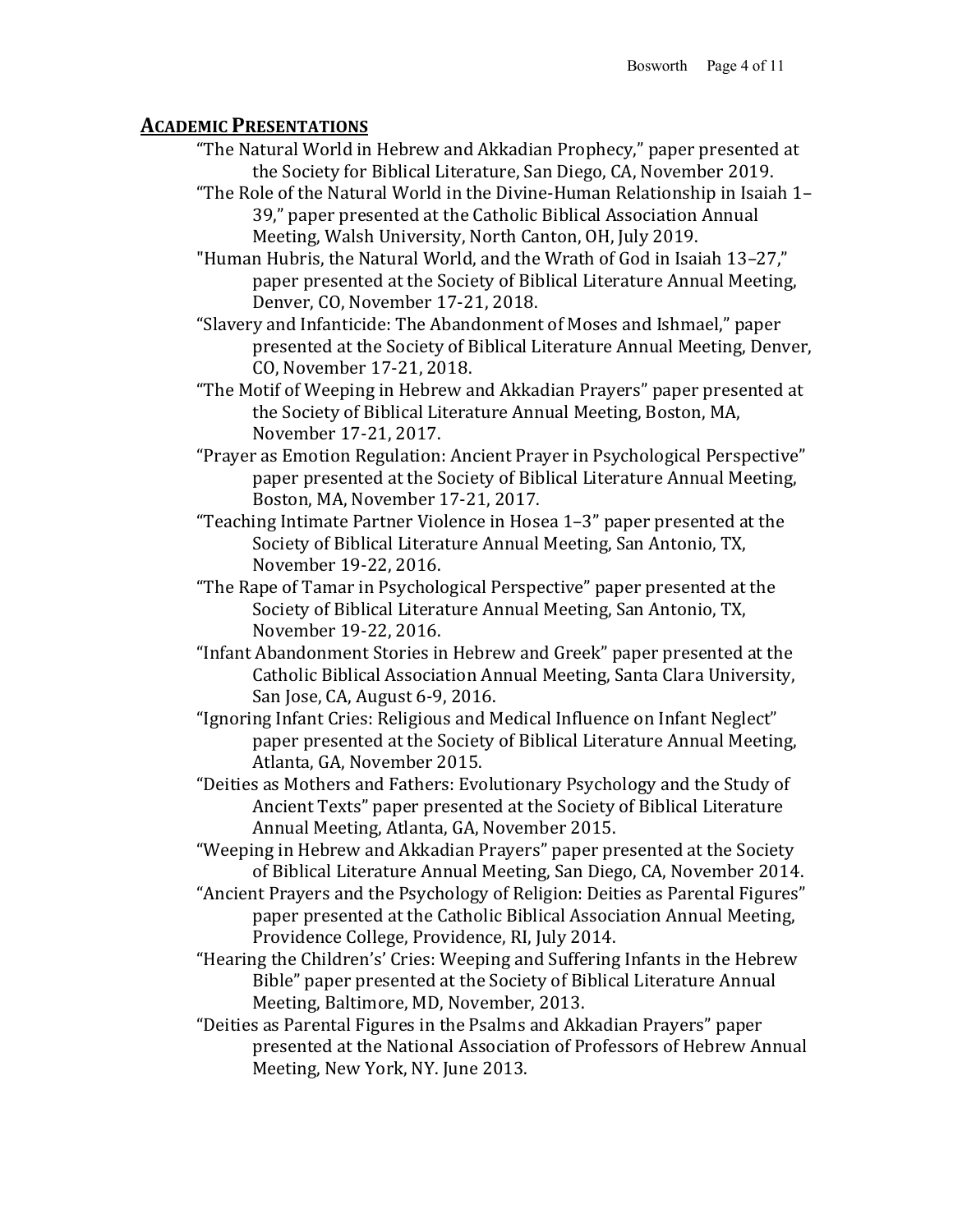## **ACADEMIC PRESENTATIONS**

"The Natural World in Hebrew and Akkadian Prophecy," paper presented at the Society for Biblical Literature, San Diego, CA, November 2019.

"The Role of the Natural World in the Divine-Human Relationship in Isaiah 1–39," paper presented at the Catholic Biblical Association Annual Meeting, Walsh University, North Canton, OH, July 2019.

"Human Hubris, the Natural World, and the Wrath of God in Isaiah 13–27," paper presented at the Society of Biblical Literature Annual Meeting, Denver, CO, November 17-21, 2018.

"Slavery and Infanticide: The Abandonment of Moses and Ishmael," paper presented at the Society of Biblical Literature Annual Meeting, Denver, CO, November 17-21, 2018.

"The Motif of Weeping in Hebrew and Akkadian Prayers" paper presented at the Society of Biblical Literature Annual Meeting, Boston, MA, November 17-21, 2017.

"Prayer as Emotion Regulation: Ancient Prayer in Psychological Perspective" paper presented at the Society of Biblical Literature Annual Meeting, Boston, MA, November 17-21, 2017.

"Teaching Intimate Partner Violence in Hosea 1–3" paper presented at the Society of Biblical Literature Annual Meeting, San Antonio, TX, November 19-22, 2016.

"The Rape of Tamar in Psychological Perspective" paper presented at the Society of Biblical Literature Annual Meeting, San Antonio, TX, November 19-22, 2016.

"Infant Abandonment Stories in Hebrew and Greek" paper presented at the Catholic Biblical Association Annual Meeting, Santa Clara University, San Jose, CA, August 6-9, 2016.

"Ignoring Infant Cries: Religious and Medical Influence on Infant Neglect" paper presented at the Society of Biblical Literature Annual Meeting, Atlanta, GA, November 2015.

"Deities as Mothers and Fathers: Evolutionary Psychology and the Study of Ancient Texts" paper presented at the Society of Biblical Literature Annual Meeting, Atlanta, GA, November 2015.

"Weeping in Hebrew and Akkadian Prayers" paper presented at the Society of Biblical Literature Annual Meeting, San Diego, CA, November 2014.

"Ancient Prayers and the Psychology of Religion: Deities as Parental Figures" paper presented at the Catholic Biblical Association Annual Meeting, Providence College, Providence, RI, July 2014.

"Hearing the Children's' Cries: Weeping and Suffering Infants in the Hebrew Bible" paper presented at the Society of Biblical Literature Annual Meeting, Baltimore, MD, November, 2013.

"Deities as Parental Figures in the Psalms and Akkadian Prayers" paper presented at the National Association of Professors of Hebrew Annual Meeting, New York, NY. June 2013.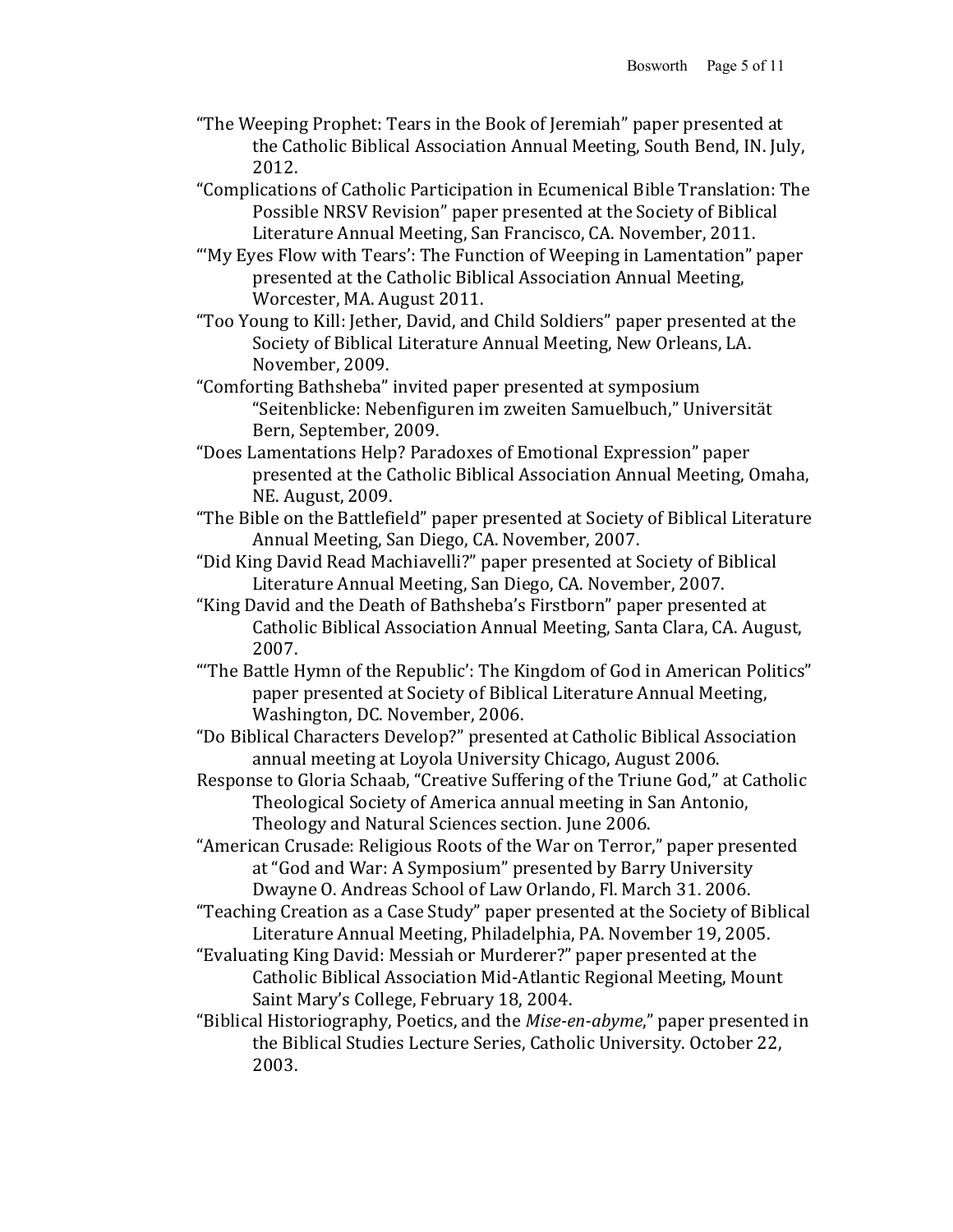"The Weeping Prophet: Tears in the Book of Jeremiah" paper presented at the Catholic Biblical Association Annual Meeting, South Bend, IN. July, 2012.

"Complications of Catholic Participation in Ecumenical Bible Translation: The Possible NRSV Revision" paper presented at the Society of Biblical Literature Annual Meeting, San Francisco, CA. November, 2011.

"'My Eyes Flow with Tears': The Function of Weeping in Lamentation" paper presented at the Catholic Biblical Association Annual Meeting, Worcester, MA. August 2011.

"Too Young to Kill: Jether, David, and Child Soldiers" paper presented at the Society of Biblical Literature Annual Meeting, New Orleans, LA. November, 2009.

"Comforting Bathsheba" invited paper presented at symposium "Seitenblicke: Nebenfiguren im zweiten Samuelbuch," Universität Bern, September, 2009.

"Does Lamentations Help? Paradoxes of Emotional Expression" paper presented at the Catholic Biblical Association Annual Meeting, Omaha, NE. August, 2009.

"The Bible on the Battlefield" paper presented at Society of Biblical Literature Annual Meeting, San Diego, CA. November, 2007.

"Did King David Read Machiavelli?" paper presented at Society of Biblical Literature Annual Meeting, San Diego, CA. November, 2007.

"King David and the Death of Bathsheba's Firstborn" paper presented at Catholic Biblical Association Annual Meeting, Santa Clara, CA. August, 2007.

"'The Battle Hymn of the Republic': The Kingdom of God in American Politics" paper presented at Society of Biblical Literature Annual Meeting, Washington, DC. November, 2006.

"Do Biblical Characters Develop?" presented at Catholic Biblical Association annual meeting at Loyola University Chicago, August 2006.

Response to Gloria Schaab, "Creative Suffering of the Triune God," at Catholic Theological Society of America annual meeting in San Antonio, Theology and Natural Sciences section. June 2006.

"American Crusade: Religious Roots of the War on Terror," paper presented at "God and War: A Symposium" presented by Barry University Dwayne O. Andreas School of Law Orlando, Fl. March 31. 2006.

"Teaching Creation as a Case Study" paper presented at the Society of Biblical Literature Annual Meeting, Philadelphia, PA. November 19, 2005.

"Evaluating King David: Messiah or Murderer?" paper presented at the Catholic Biblical Association Mid-Atlantic Regional Meeting, Mount Saint Mary's College, February 18, 2004.

"Biblical Historiography, Poetics, and the *Mise-en-abyme*," paper presented in the Biblical Studies Lecture Series, Catholic University. October 22, 2003.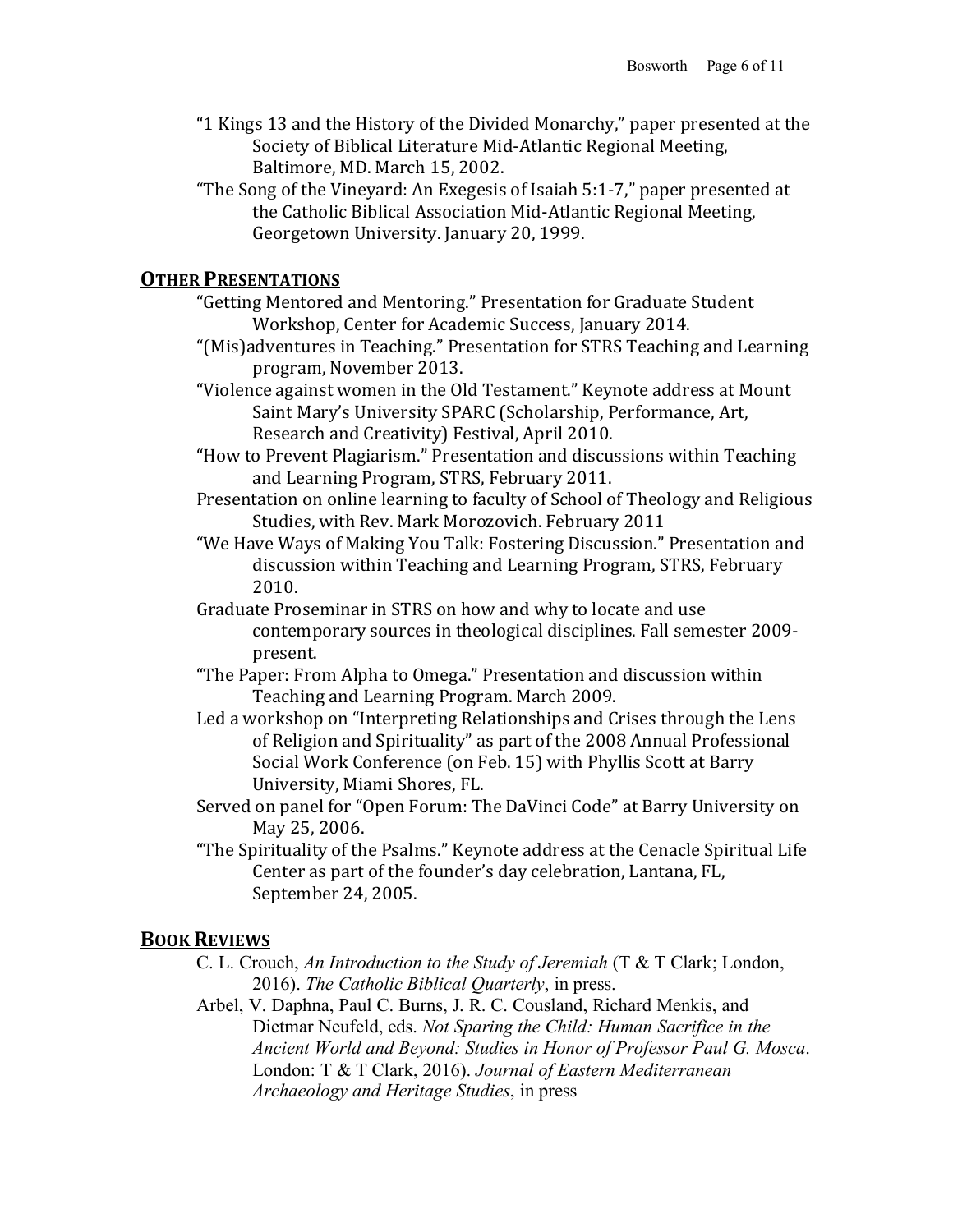"1 Kings 13 and the History of the Divided Monarchy," paper presented at the Society of Biblical Literature Mid-Atlantic Regional Meeting, Baltimore, MD. March 15, 2002.

"The Song of the Vineyard: An Exegesis of Isaiah 5:1-7," paper presented at the Catholic Biblical Association Mid-Atlantic Regional Meeting, Georgetown University. January 20, 1999.

## OTHER PRESENTATIONS

"Getting Mentored and Mentoring." Presentation for Graduate Student Workshop, Center for Academic Success, January 2014.

"(Mis)adventures in Teaching." Presentation for STRS Teaching and Learning program, November 2013.

"Violence against women in the Old Testament." Keynote address at Mount Saint Mary's University SPARC (Scholarship, Performance, Art, Research and Creativity) Festival, April 2010.

"How to Prevent Plagiarism." Presentation and discussions within Teaching and Learning Program, STRS, February 2011.

Presentation on online learning to faculty of School of Theology and Religious Studies, with Rev. Mark Morozovich. February 2011

"We Have Ways of Making You Talk: Fostering Discussion." Presentation and discussion within Teaching and Learning Program, STRS, February 2010.

Graduate Proseminar in STRS on how and why to locate and use contemporary sources in theological disciplines. Fall semester 2009-present.

"The Paper: From Alpha to Omega." Presentation and discussion within Teaching and Learning Program. March 2009.

Led a workshop on "Interpreting Relationships and Crises through the Lens of Religion and Spirituality" as part of the 2008 Annual Professional Social Work Conference (on Feb. 15) with Phyllis Scott at Barry University, Miami Shores, FL.

Served on panel for "Open Forum: The DaVinci Code" at Barry University on May 25, 2006.

"The Spirituality of the Psalms." Keynote address at the Cenacle Spiritual Life Center as part of the founder's day celebration, Lantana, FL, September 24, 2005.

## BOOK REVIEWS

C. L. Crouch, *An Introduction to the Study of Jeremiah* (T & T Clark; London, 2016). *The Catholic Biblical Quarterly*, in press.

Arbel, V. Daphna, Paul C. Burns, J. R. C. Cousland, Richard Menkis, and Dietmar Neufeld, eds. *Not Sparing the Child: Human Sacrifice in the Ancient World and Beyond: Studies in Honor of Professor Paul G. Mosca*. London: T & T Clark, 2016). *Journal of Eastern Mediterranean Archaeology and Heritage Studies*, in press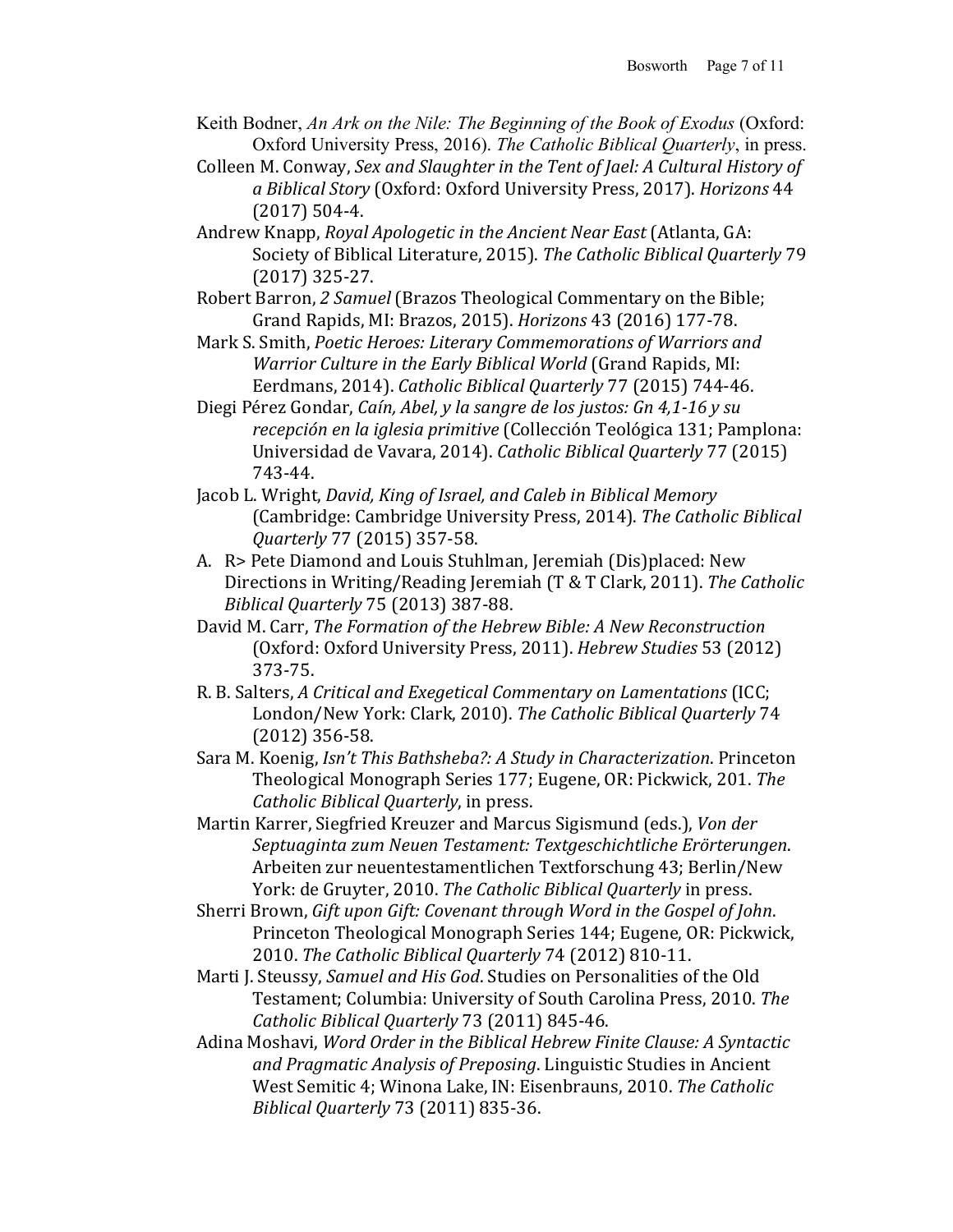Keith Bodner, *An Ark on the Nile: The Beginning of the Book of Exodus* (Oxford: Oxford University Press, 2016). *The Catholic Biblical Quarterly*, in press.

Colleen M. Conway, *Sex and Slaughter in the Tent of Jael: A Cultural History of a Biblical Story* (Oxford: Oxford University Press, 2017). *Horizons* 44 (2017) 504-4.

Andrew Knapp, *Royal Apologetic in the Ancient Near East* (Atlanta, GA: Society of Biblical Literature, 2015). *The Catholic Biblical Quarterly* 79 (2017) 325-27.

Robert Barron, *2 Samuel* (Brazos Theological Commentary on the Bible; Grand Rapids, MI: Brazos, 2015). *Horizons* 43 (2016) 177-78.

Mark S. Smith, *Poetic Heroes: Literary Commemorations of Warriors and Warrior Culture in the Early Biblical World* (Grand Rapids, MI: Eerdmans, 2014). *Catholic Biblical Quarterly* 77 (2015) 744-46.

Diegi Pérez Gondar, *Caín, Abel, y la sangre de los justos: Gn 4,1-16 y su recepción en la iglesia primitive* (Collección Teológica 131; Pamplona: Universidad de Vavara, 2014). *Catholic Biblical Quarterly* 77 (2015) 743-44.

Jacob L. Wright, *David, King of Israel, and Caleb in Biblical Memory* (Cambridge: Cambridge University Press, 2014). *The Catholic Biblical Quarterly* 77 (2015) 357-58.

A. R> Pete Diamond and Louis Stuhlman, Jeremiah (Dis)placed: New Directions in Writing/Reading Jeremiah (T & T Clark, 2011). *The Catholic Biblical Quarterly* 75 (2013) 387-88.

David M. Carr, *The Formation of the Hebrew Bible: A New Reconstruction* (Oxford: Oxford University Press, 2011). *Hebrew Studies* 53 (2012) 373-75.

R. B. Salters, *A Critical and Exegetical Commentary on Lamentations* (ICC; London/New York: Clark, 2010). *The Catholic Biblical Quarterly* 74 (2012) 356-58.

Sara M. Koenig, *Isn't This Bathsheba?: A Study in Characterization*. Princeton Theological Monograph Series 177; Eugene, OR: Pickwick, 201. *The Catholic Biblical Quarterly*, in press.

Martin Karrer, Siegfried Kreuzer and Marcus Sigismund (eds.), *Von der Septuaginta zum Neuen Testament: Textgeschichtliche Erörterungen*. Arbeiten zur neuentestamentlichen Textforschung 43; Berlin/New York: de Gruyter, 2010. *The Catholic Biblical Quarterly* in press.

Sherri Brown, *Gift upon Gift: Covenant through Word in the Gospel of John*. Princeton Theological Monograph Series 144; Eugene, OR: Pickwick, 2010. *The Catholic Biblical Quarterly* 74 (2012) 810-11.

Marti J. Steussy, *Samuel and His God*. Studies on Personalities of the Old Testament; Columbia: University of South Carolina Press, 2010. *The Catholic Biblical Quarterly* 73 (2011) 845-46.

Adina Moshavi, *Word Order in the Biblical Hebrew Finite Clause: A Syntactic and Pragmatic Analysis of Preposing*. Linguistic Studies in Ancient West Semitic 4; Winona Lake, IN: Eisenbrauns, 2010. *The Catholic Biblical Quarterly* 73 (2011) 835-36.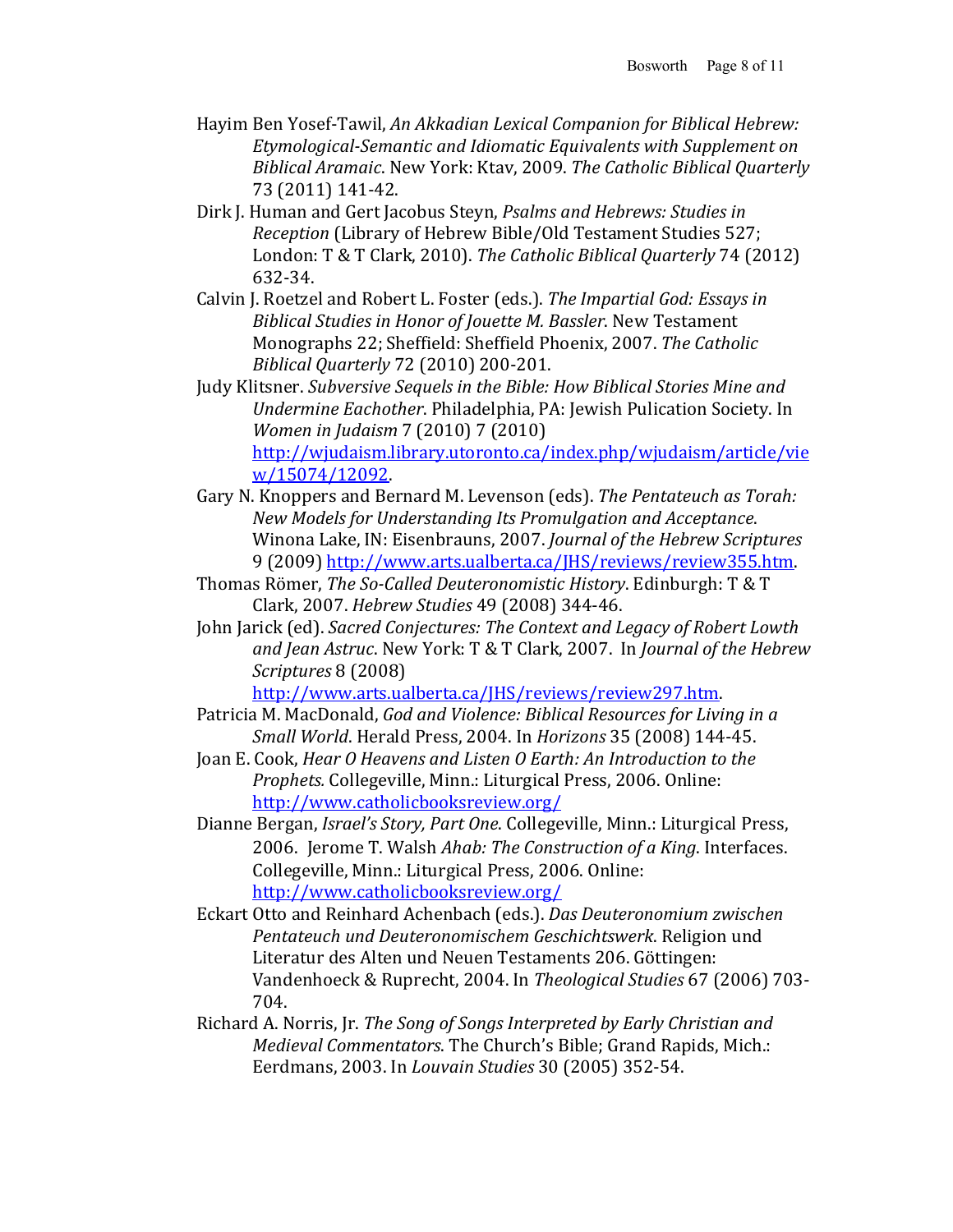Hayim Ben Yosef-Tawil, *An Akkadian Lexical Companion for Biblical Hebrew: Etymological-Semantic and Idiomatic Equivalents with Supplement on Biblical Aramaic*. New York: Ktav, 2009. *The Catholic Biblical Quarterly* 73 (2011) 141-42.

Dirk J. Human and Gert Jacobus Steyn, *Psalms and Hebrews: Studies in Reception* (Library of Hebrew Bible/Old Testament Studies 527; London: T & T Clark, 2010). *The Catholic Biblical Quarterly* 74 (2012) 632-34.

Calvin J. Roetzel and Robert L. Foster (eds.). *The Impartial God: Essays in Biblical Studies in Honor of Jouette M. Bassler*. New Testament Monographs 22; Sheffield: Sheffield Phoenix, 2007. *The Catholic Biblical Quarterly* 72 (2010) 200-201.

Judy Klitsner. *Subversive Sequels in the Bible: How Biblical Stories Mine and Undermine Eachother*. Philadelphia, PA: Jewish Pulication Society. In *Women in Judaism* 7 (2010) 7 (2010) http://wjudaism.library.utoronto.ca/index.php/wjudaism/article/view/15074/12092.

Gary N. Knoppers and Bernard M. Levenson (eds). *The Pentateuch as Torah: New Models for Understanding Its Promulgation and Acceptance*. Winona Lake, IN: Eisenbrauns, 2007. *Journal of the Hebrew Scriptures* 9 (2009) http://www.arts.ualberta.ca/JHS/reviews/review355.htm.

Thomas Römer, *The So-Called Deuteronomistic History*. Edinburgh: T & T Clark, 2007. *Hebrew Studies* 49 (2008) 344-46.

John Jarick (ed). *Sacred Conjectures: The Context and Legacy of Robert Lowth and Jean Astruc*. New York: T & T Clark, 2007. In *Journal of the Hebrew Scriptures* 8 (2008) http://www.arts.ualberta.ca/JHS/reviews/review297.htm.

Patricia M. MacDonald, *God and Violence: Biblical Resources for Living in a Small World*. Herald Press, 2004. In *Horizons* 35 (2008) 144-45.

Joan E. Cook, *Hear O Heavens and Listen O Earth: An Introduction to the Prophets.* Collegeville, Minn.: Liturgical Press, 2006. Online: http://www.catholicbooksreview.org/

Dianne Bergan, *Israel's Story, Part One*. Collegeville, Minn.: Liturgical Press, 2006. Jerome T. Walsh *Ahab: The Construction of a King*. Interfaces. Collegeville, Minn.: Liturgical Press, 2006. Online: http://www.catholicbooksreview.org/

Eckart Otto and Reinhard Achenbach (eds.). *Das Deuteronomium zwischen Pentateuch und Deuteronomischem Geschichtswerk.* Religion und Literatur des Alten und Neuen Testaments 206. Göttingen: Vandenhoeck & Ruprecht, 2004. In *Theological Studies* 67 (2006) 703-704.

Richard A. Norris, Jr. *The Song of Songs Interpreted by Early Christian and Medieval Commentators*. The Church's Bible; Grand Rapids, Mich.: Eerdmans, 2003. In *Louvain Studies* 30 (2005) 352-54.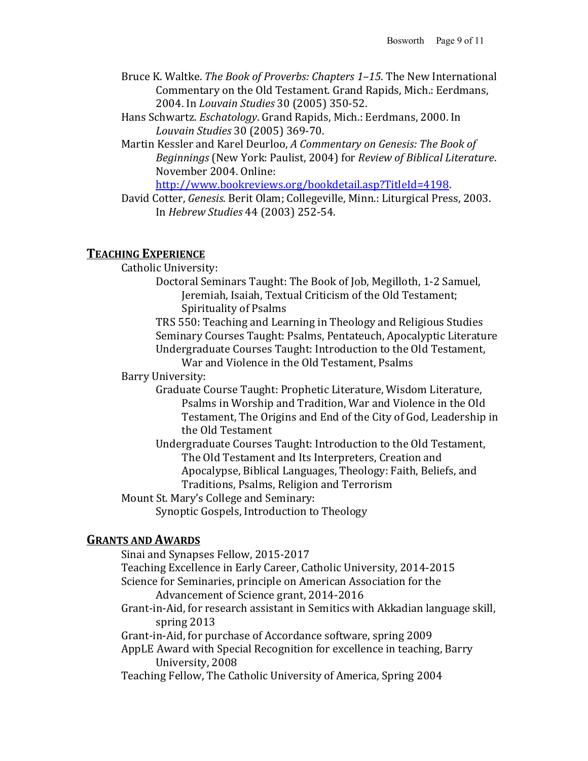Bruce K. Waltke. *The Book of Proverbs: Chapters 1–15*. The New International Commentary on the Old Testament. Grand Rapids, Mich.: Eerdmans, 2004. In *Louvain Studies* 30 (2005) 350-52.

Hans Schwartz. *Eschatology*. Grand Rapids, Mich.: Eerdmans, 2000. In *Louvain Studies* 30 (2005) 369-70.

Martin Kessler and Karel Deurloo, *A Commentary on Genesis: The Book of Beginnings* (New York: Paulist, 2004) for *Review of Biblical Literature*. November 2004. Online: [http://www.bookreviews.org/bookdetail.asp?TitleId=4198](http://www.bookreviews.org/bookdetail.asp?TitleId=4198).

David Cotter, *Genesis*. Berit Olam; Collegeville, Minn.: Liturgical Press, 2003. In *Hebrew Studies* 44 (2003) 252-54.

## TEACHING EXPERIENCE

Catholic University:

- Doctoral Seminars Taught: The Book of Job, Megilloth, 1-2 Samuel, Jeremiah, Isaiah, Textual Criticism of the Old Testament; Spirituality of Psalms
- TRS 550: Teaching and Learning in Theology and Religious Studies
- Seminary Courses Taught: Psalms, Pentateuch, Apocalyptic Literature
- Undergraduate Courses Taught: Introduction to the Old Testament, War and Violence in the Old Testament, Psalms

Barry University:

- Graduate Course Taught: Prophetic Literature, Wisdom Literature, Psalms in Worship and Tradition, War and Violence in the Old Testament, The Origins and End of the City of God, Leadership in the Old Testament
- Undergraduate Courses Taught: Introduction to the Old Testament, The Old Testament and Its Interpreters, Creation and Apocalypse, Biblical Languages, Theology: Faith, Beliefs, and Traditions, Psalms, Religion and Terrorism

Mount St. Mary's College and Seminary:

- Synoptic Gospels, Introduction to Theology

## GRANTS AND AWARDS

Sinai and Synapses Fellow, 2015-2017

Teaching Excellence in Early Career, Catholic University, 2014-2015

Science for Seminaries, principle on American Association for the Advancement of Science grant, 2014-2016

Grant-in-Aid, for research assistant in Semitics with Akkadian language skill, spring 2013

Grant-in-Aid, for purchase of Accordance software, spring 2009

AppLE Award with Special Recognition for excellence in teaching, Barry University, 2008

Teaching Fellow, The Catholic University of America, Spring 2004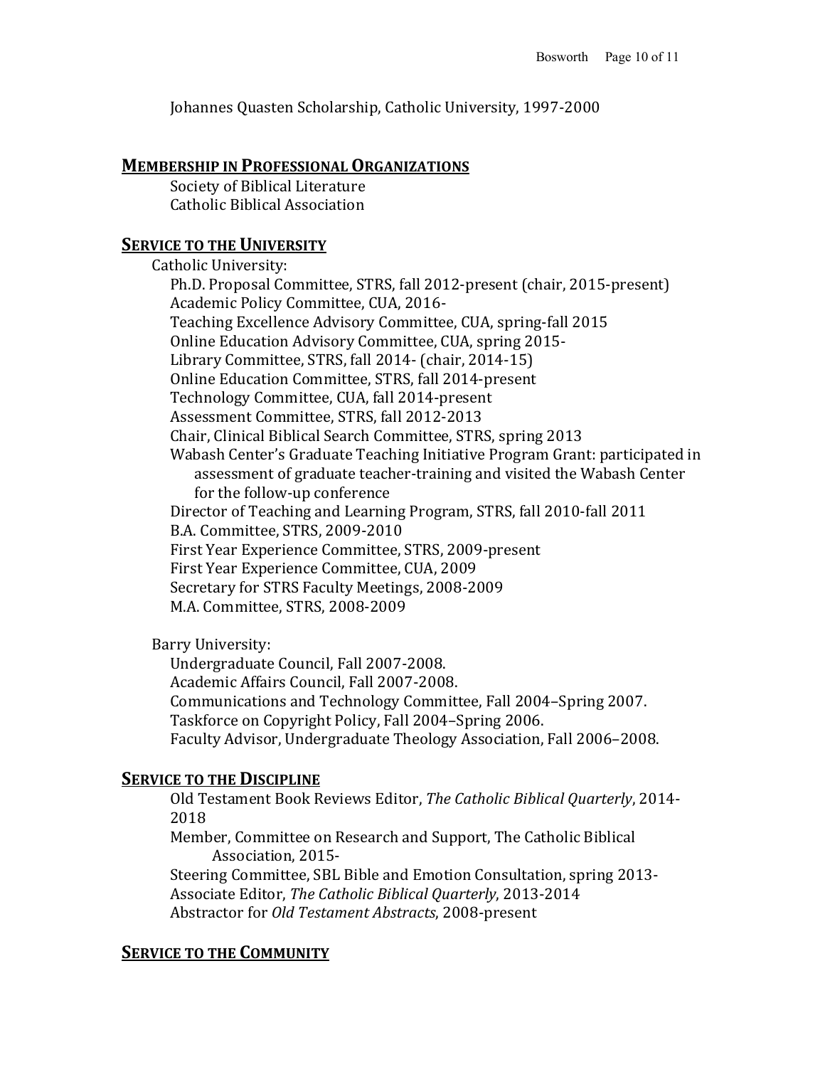Johannes Quasten Scholarship, Catholic University, 1997-2000

## MEMBERSHIP IN PROFESSIONAL ORGANIZATIONS

Society of Biblical Literature
Catholic Biblical Association

## SERVICE TO THE UNIVERSITY

Catholic University:

- Ph.D. Proposal Committee, STRS, fall 2012-present (chair, 2015-present)
- Academic Policy Committee, CUA, 2016-
- Teaching Excellence Advisory Committee, CUA, spring-fall 2015
- Online Education Advisory Committee, CUA, spring 2015-
- Library Committee, STRS, fall 2014- (chair, 2014-15)
- Online Education Committee, STRS, fall 2014-present
- Technology Committee, CUA, fall 2014-present
- Assessment Committee, STRS, fall 2012-2013
- Chair, Clinical Biblical Search Committee, STRS, spring 2013
- Wabash Center's Graduate Teaching Initiative Program Grant: participated in assessment of graduate teacher-training and visited the Wabash Center for the follow-up conference
- Director of Teaching and Learning Program, STRS, fall 2010-fall 2011
- B.A. Committee, STRS, 2009-2010
- First Year Experience Committee, STRS, 2009-present
- First Year Experience Committee, CUA, 2009
- Secretary for STRS Faculty Meetings, 2008-2009
- M.A. Committee, STRS, 2008-2009

Barry University:

- Undergraduate Council, Fall 2007-2008.
- Academic Affairs Council, Fall 2007-2008.
- Communications and Technology Committee, Fall 2004–Spring 2007.
- Taskforce on Copyright Policy, Fall 2004–Spring 2006.
- Faculty Advisor, Undergraduate Theology Association, Fall 2006–2008.

## SERVICE TO THE DISCIPLINE

- Old Testament Book Reviews Editor, *The Catholic Biblical Quarterly*, 2014-2018
- Member, Committee on Research and Support, The Catholic Biblical Association, 2015-
- Steering Committee, SBL Bible and Emotion Consultation, spring 2013-
- Associate Editor, *The Catholic Biblical Quarterly*, 2013-2014
- Abstractor for *Old Testament Abstracts*, 2008-present

## SERVICE TO THE COMMUNITY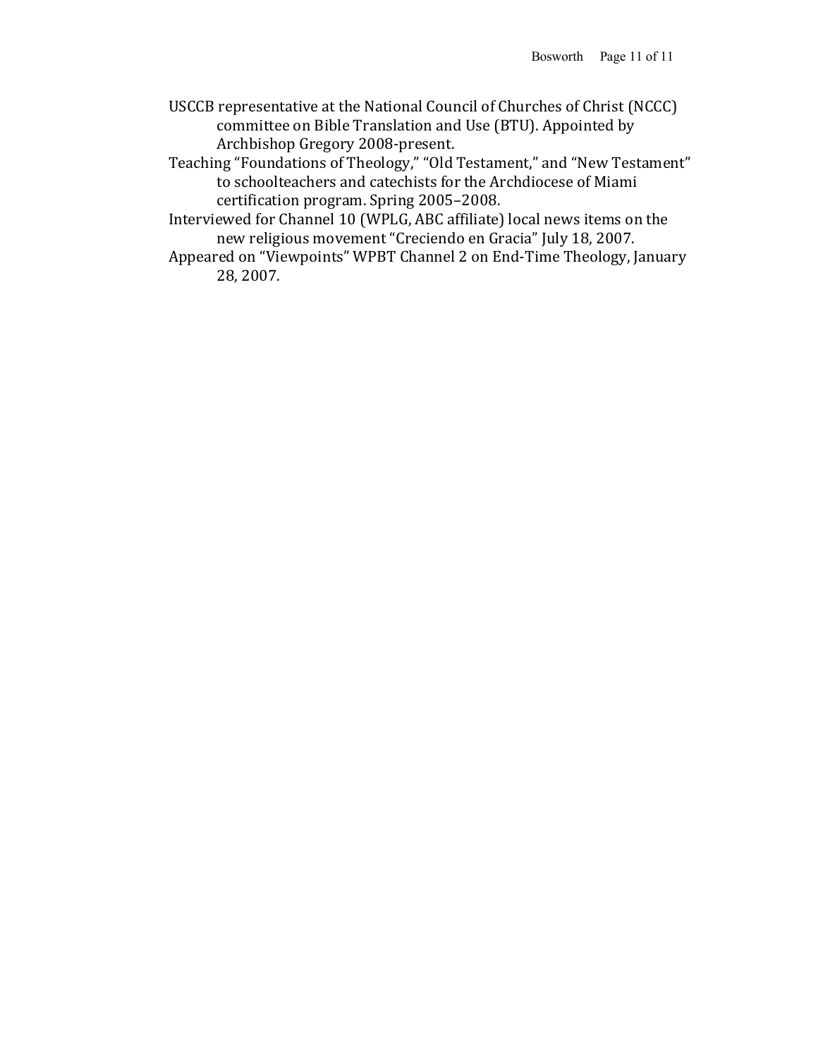USCCB representative at the National Council of Churches of Christ (NCCC) committee on Bible Translation and Use (BTU). Appointed by Archbishop Gregory 2008-present.

Teaching "Foundations of Theology," "Old Testament," and "New Testament" to schoolteachers and catechists for the Archdiocese of Miami certification program. Spring 2005–2008.

Interviewed for Channel 10 (WPLG, ABC affiliate) local news items on the new religious movement "Creciendo en Gracia" July 18, 2007.

Appeared on "Viewpoints" WPBT Channel 2 on End-Time Theology, January 28, 2007.